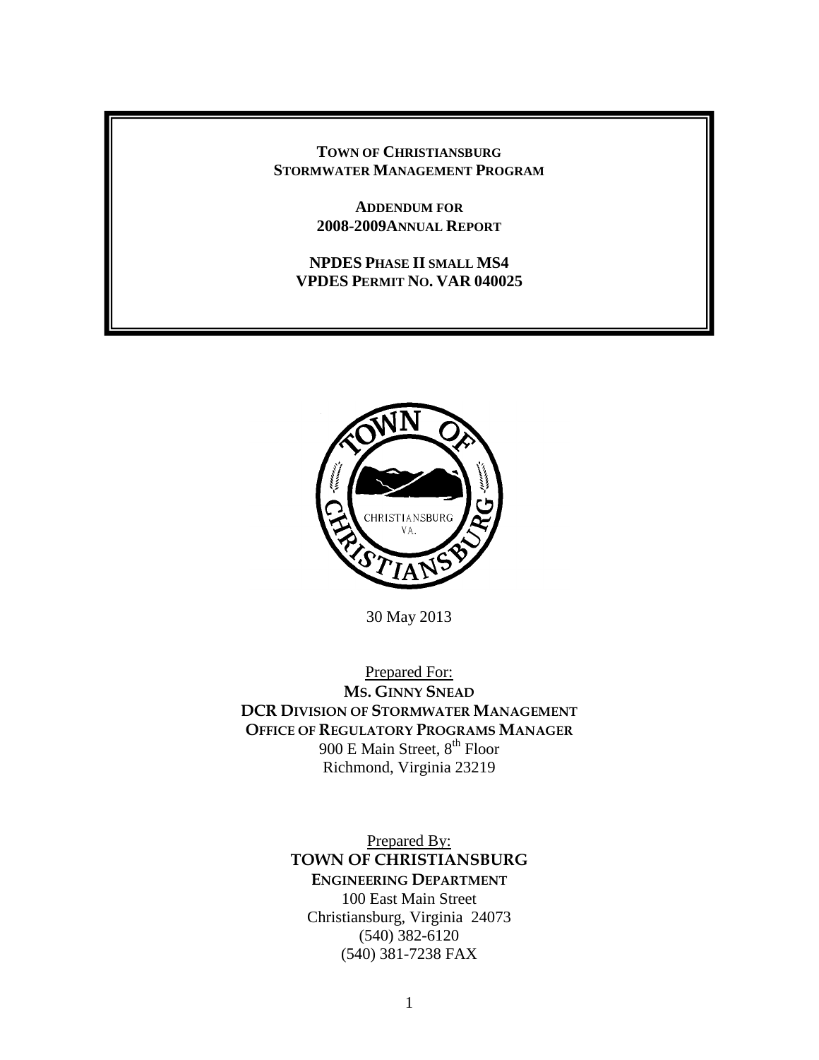**TOWN OF CHRISTIANSBURG**
**STORMWATER MANAGEMENT PROGRAM**

**ADDENDUM FOR**
**2008-2009ANNUAL REPORT**

**NPDES PHASE II SMALL MS4**
**VPDES PERMIT NO. VAR 040025**

30 May 2013

Prepared For:
**MS. GINNY SNEAD**
**DCR DIVISION OF STORMWATER MANAGEMENT**
**OFFICE OF REGULATORY PROGRAMS MANAGER**
900 E Main Street, 8th Floor
Richmond, Virginia 23219

Prepared By:
**TOWN OF CHRISTIANSBURG**
**ENGINEERING DEPARTMENT**
100 East Main Street
Christiansburg, Virginia 24073
(540) 382-6120
(540) 381-7238 FAX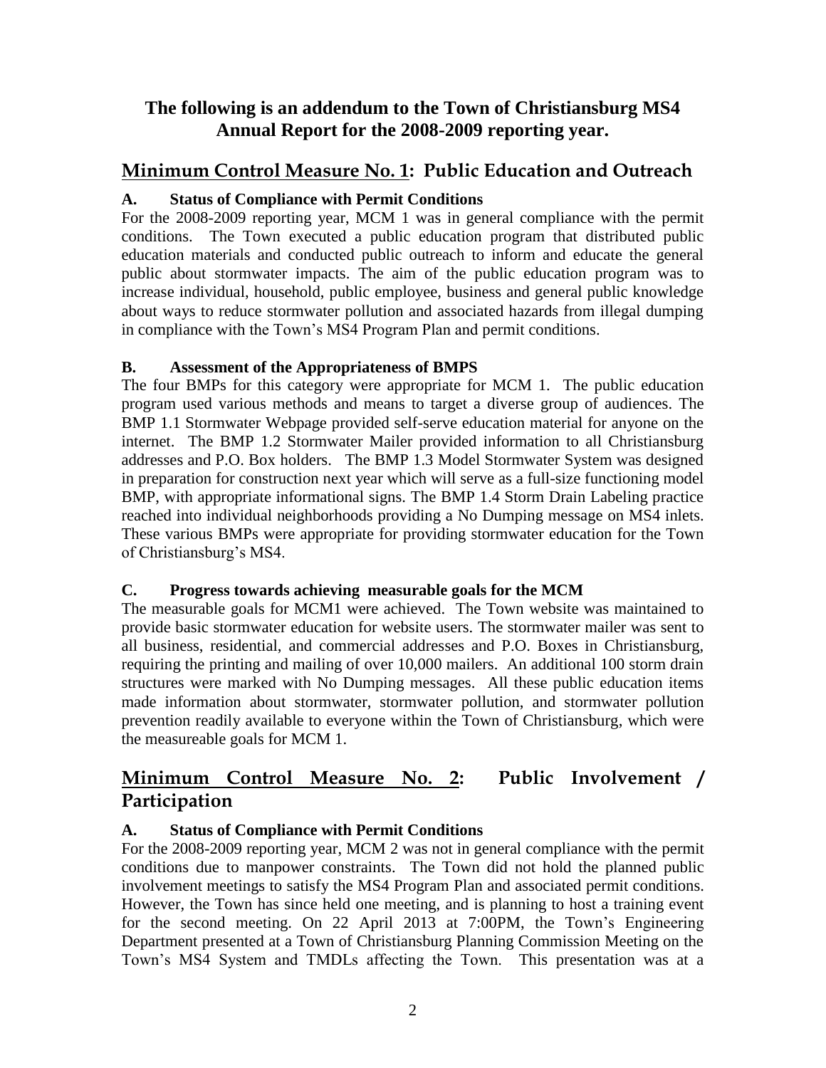## The following is an addendum to the Town of Christiansburg MS4 Annual Report for the 2008-2009 reporting year.

## Minimum Control Measure No. 1: Public Education and Outreach

### A. Status of Compliance with Permit Conditions

For the 2008-2009 reporting year, MCM 1 was in general compliance with the permit conditions. The Town executed a public education program that distributed public education materials and conducted public outreach to inform and educate the general public about stormwater impacts. The aim of the public education program was to increase individual, household, public employee, business and general public knowledge about ways to reduce stormwater pollution and associated hazards from illegal dumping in compliance with the Town's MS4 Program Plan and permit conditions.

### B. Assessment of the Appropriateness of BMPS

The four BMPs for this category were appropriate for MCM 1. The public education program used various methods and means to target a diverse group of audiences. The BMP 1.1 Stormwater Webpage provided self-serve education material for anyone on the internet. The BMP 1.2 Stormwater Mailer provided information to all Christiansburg addresses and P.O. Box holders. The BMP 1.3 Model Stormwater System was designed in preparation for construction next year which will serve as a full-size functioning model BMP, with appropriate informational signs. The BMP 1.4 Storm Drain Labeling practice reached into individual neighborhoods providing a No Dumping message on MS4 inlets. These various BMPs were appropriate for providing stormwater education for the Town of Christiansburg's MS4.

### C. Progress towards achieving measurable goals for the MCM

The measurable goals for MCM1 were achieved. The Town website was maintained to provide basic stormwater education for website users. The stormwater mailer was sent to all business, residential, and commercial addresses and P.O. Boxes in Christiansburg, requiring the printing and mailing of over 10,000 mailers. An additional 100 storm drain structures were marked with No Dumping messages. All these public education items made information about stormwater, stormwater pollution, and stormwater pollution prevention readily available to everyone within the Town of Christiansburg, which were the measureable goals for MCM 1.

## Minimum Control Measure No. 2: Public Involvement / Participation

### A. Status of Compliance with Permit Conditions

For the 2008-2009 reporting year, MCM 2 was not in general compliance with the permit conditions due to manpower constraints. The Town did not hold the planned public involvement meetings to satisfy the MS4 Program Plan and associated permit conditions. However, the Town has since held one meeting, and is planning to host a training event for the second meeting. On 22 April 2013 at 7:00PM, the Town's Engineering Department presented at a Town of Christiansburg Planning Commission Meeting on the Town's MS4 System and TMDLs affecting the Town. This presentation was at a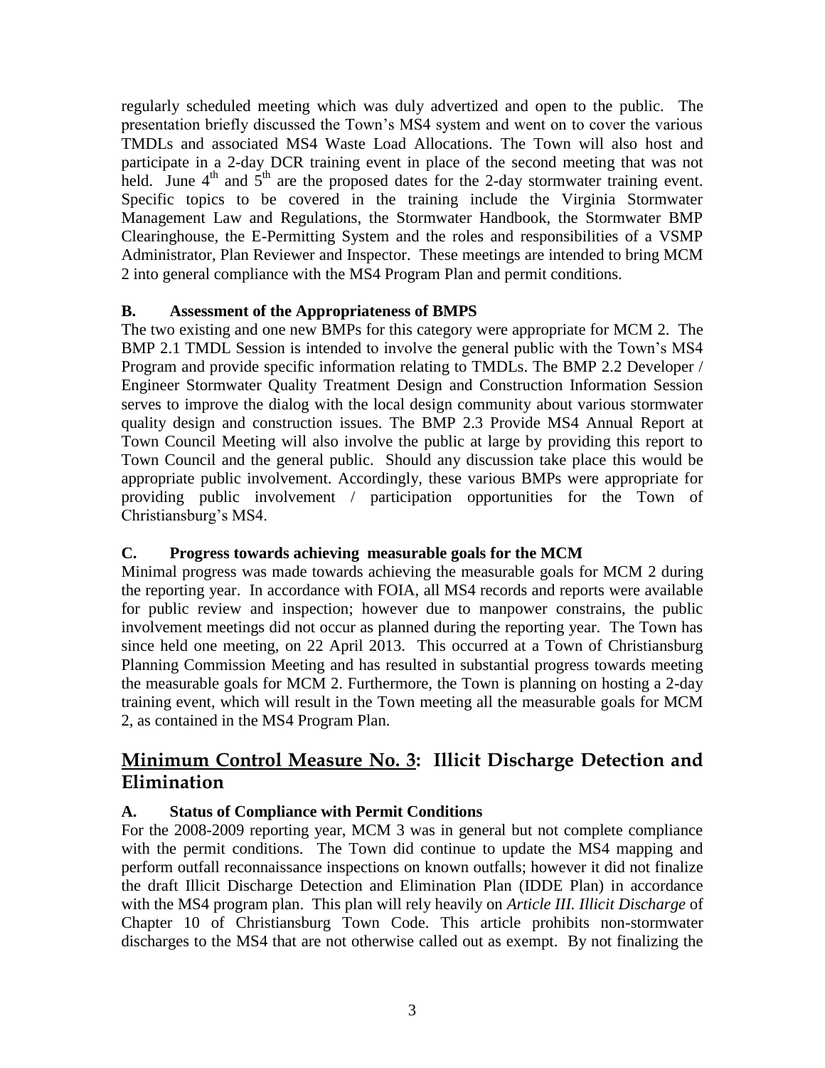regularly scheduled meeting which was duly advertized and open to the public. The presentation briefly discussed the Town's MS4 system and went on to cover the various TMDLs and associated MS4 Waste Load Allocations. The Town will also host and participate in a 2-day DCR training event in place of the second meeting that was not held. June 4th and 5th are the proposed dates for the 2-day stormwater training event. Specific topics to be covered in the training include the Virginia Stormwater Management Law and Regulations, the Stormwater Handbook, the Stormwater BMP Clearinghouse, the E-Permitting System and the roles and responsibilities of a VSMP Administrator, Plan Reviewer and Inspector. These meetings are intended to bring MCM 2 into general compliance with the MS4 Program Plan and permit conditions.

### B. Assessment of the Appropriateness of BMPS

The two existing and one new BMPs for this category were appropriate for MCM 2. The BMP 2.1 TMDL Session is intended to involve the general public with the Town's MS4 Program and provide specific information relating to TMDLs. The BMP 2.2 Developer / Engineer Stormwater Quality Treatment Design and Construction Information Session serves to improve the dialog with the local design community about various stormwater quality design and construction issues. The BMP 2.3 Provide MS4 Annual Report at Town Council Meeting will also involve the public at large by providing this report to Town Council and the general public. Should any discussion take place this would be appropriate public involvement. Accordingly, these various BMPs were appropriate for providing public involvement / participation opportunities for the Town of Christiansburg's MS4.

### C. Progress towards achieving measurable goals for the MCM

Minimal progress was made towards achieving the measurable goals for MCM 2 during the reporting year. In accordance with FOIA, all MS4 records and reports were available for public review and inspection; however due to manpower constrains, the public involvement meetings did not occur as planned during the reporting year. The Town has since held one meeting, on 22 April 2013. This occurred at a Town of Christiansburg Planning Commission Meeting and has resulted in substantial progress towards meeting the measurable goals for MCM 2. Furthermore, the Town is planning on hosting a 2-day training event, which will result in the Town meeting all the measurable goals for MCM 2, as contained in the MS4 Program Plan.

## Minimum Control Measure No. 3: Illicit Discharge Detection and Elimination

### A. Status of Compliance with Permit Conditions

For the 2008-2009 reporting year, MCM 3 was in general but not complete compliance with the permit conditions. The Town did continue to update the MS4 mapping and perform outfall reconnaissance inspections on known outfalls; however it did not finalize the draft Illicit Discharge Detection and Elimination Plan (IDDE Plan) in accordance with the MS4 program plan. This plan will rely heavily on *Article III. Illicit Discharge* of Chapter 10 of Christiansburg Town Code. This article prohibits non-stormwater discharges to the MS4 that are not otherwise called out as exempt. By not finalizing the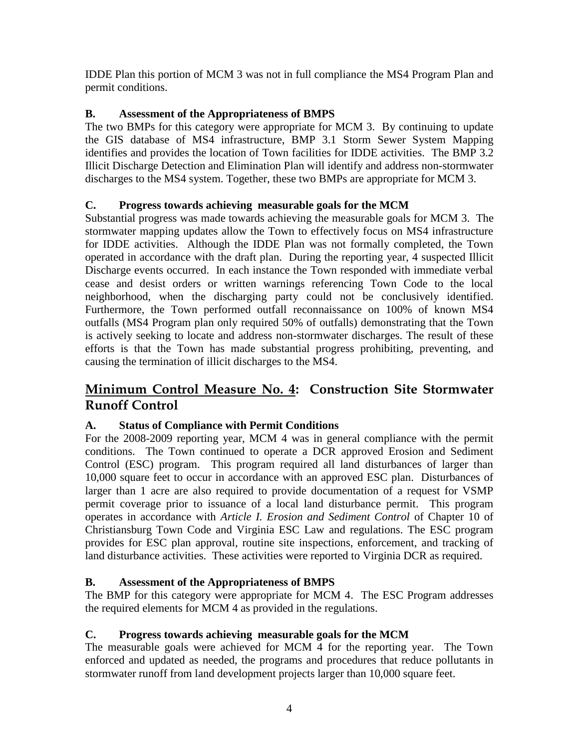IDDE Plan this portion of MCM 3 was not in full compliance the MS4 Program Plan and permit conditions.

### B. Assessment of the Appropriateness of BMPS

The two BMPs for this category were appropriate for MCM 3. By continuing to update the GIS database of MS4 infrastructure, BMP 3.1 Storm Sewer System Mapping identifies and provides the location of Town facilities for IDDE activities. The BMP 3.2 Illicit Discharge Detection and Elimination Plan will identify and address non-stormwater discharges to the MS4 system. Together, these two BMPs are appropriate for MCM 3.

### C. Progress towards achieving measurable goals for the MCM

Substantial progress was made towards achieving the measurable goals for MCM 3. The stormwater mapping updates allow the Town to effectively focus on MS4 infrastructure for IDDE activities. Although the IDDE Plan was not formally completed, the Town operated in accordance with the draft plan. During the reporting year, 4 suspected Illicit Discharge events occurred. In each instance the Town responded with immediate verbal cease and desist orders or written warnings referencing Town Code to the local neighborhood, when the discharging party could not be conclusively identified. Furthermore, the Town performed outfall reconnaissance on 100% of known MS4 outfalls (MS4 Program plan only required 50% of outfalls) demonstrating that the Town is actively seeking to locate and address non-stormwater discharges. The result of these efforts is that the Town has made substantial progress prohibiting, preventing, and causing the termination of illicit discharges to the MS4.

## <u>Minimum Control Measure No. 4</u>: Construction Site Stormwater Runoff Control

### A. Status of Compliance with Permit Conditions

For the 2008-2009 reporting year, MCM 4 was in general compliance with the permit conditions. The Town continued to operate a DCR approved Erosion and Sediment Control (ESC) program. This program required all land disturbances of larger than 10,000 square feet to occur in accordance with an approved ESC plan. Disturbances of larger than 1 acre are also required to provide documentation of a request for VSMP permit coverage prior to issuance of a local land disturbance permit. This program operates in accordance with *Article I. Erosion and Sediment Control* of Chapter 10 of Christiansburg Town Code and Virginia ESC Law and regulations. The ESC program provides for ESC plan approval, routine site inspections, enforcement, and tracking of land disturbance activities. These activities were reported to Virginia DCR as required.

### B. Assessment of the Appropriateness of BMPS

The BMP for this category were appropriate for MCM 4. The ESC Program addresses the required elements for MCM 4 as provided in the regulations.

### C. Progress towards achieving measurable goals for the MCM

The measurable goals were achieved for MCM 4 for the reporting year. The Town enforced and updated as needed, the programs and procedures that reduce pollutants in stormwater runoff from land development projects larger than 10,000 square feet.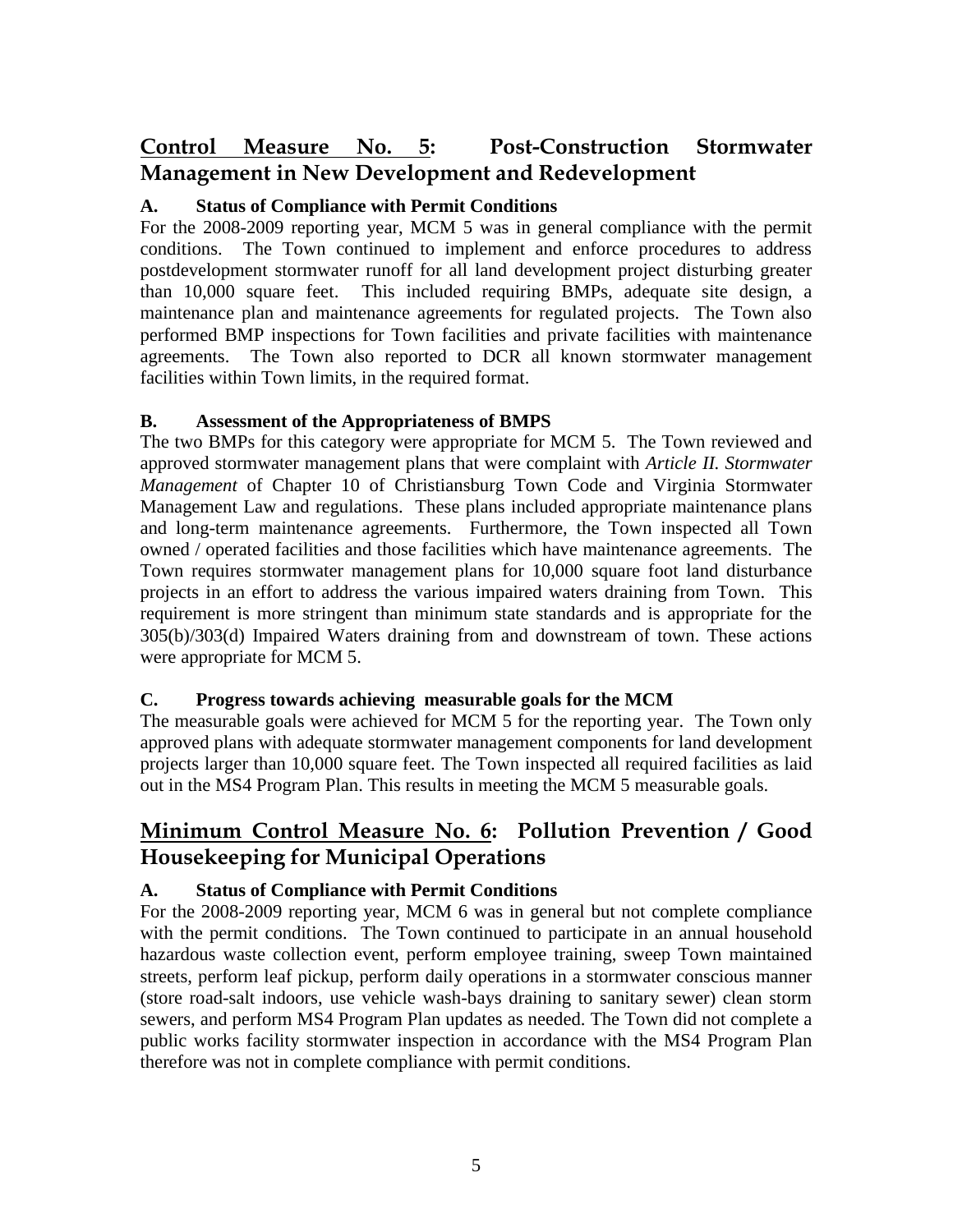## <u>Control Measure No. 5</u>: Post-Construction Stormwater Management in New Development and Redevelopment

### A. Status of Compliance with Permit Conditions

For the 2008-2009 reporting year, MCM 5 was in general compliance with the permit conditions. The Town continued to implement and enforce procedures to address postdevelopment stormwater runoff for all land development project disturbing greater than 10,000 square feet. This included requiring BMPs, adequate site design, a maintenance plan and maintenance agreements for regulated projects. The Town also performed BMP inspections for Town facilities and private facilities with maintenance agreements. The Town also reported to DCR all known stormwater management facilities within Town limits, in the required format.

### B. Assessment of the Appropriateness of BMPS

The two BMPs for this category were appropriate for MCM 5. The Town reviewed and approved stormwater management plans that were complaint with *Article II. Stormwater Management* of Chapter 10 of Christiansburg Town Code and Virginia Stormwater Management Law and regulations. These plans included appropriate maintenance plans and long-term maintenance agreements. Furthermore, the Town inspected all Town owned / operated facilities and those facilities which have maintenance agreements. The Town requires stormwater management plans for 10,000 square foot land disturbance projects in an effort to address the various impaired waters draining from Town. This requirement is more stringent than minimum state standards and is appropriate for the 305(b)/303(d) Impaired Waters draining from and downstream of town. These actions were appropriate for MCM 5.

### C. Progress towards achieving measurable goals for the MCM

The measurable goals were achieved for MCM 5 for the reporting year. The Town only approved plans with adequate stormwater management components for land development projects larger than 10,000 square feet. The Town inspected all required facilities as laid out in the MS4 Program Plan. This results in meeting the MCM 5 measurable goals.

## <u>Minimum Control Measure No. 6</u>: Pollution Prevention / Good Housekeeping for Municipal Operations

### A. Status of Compliance with Permit Conditions

For the 2008-2009 reporting year, MCM 6 was in general but not complete compliance with the permit conditions. The Town continued to participate in an annual household hazardous waste collection event, perform employee training, sweep Town maintained streets, perform leaf pickup, perform daily operations in a stormwater conscious manner (store road-salt indoors, use vehicle wash-bays draining to sanitary sewer) clean storm sewers, and perform MS4 Program Plan updates as needed. The Town did not complete a public works facility stormwater inspection in accordance with the MS4 Program Plan therefore was not in complete compliance with permit conditions.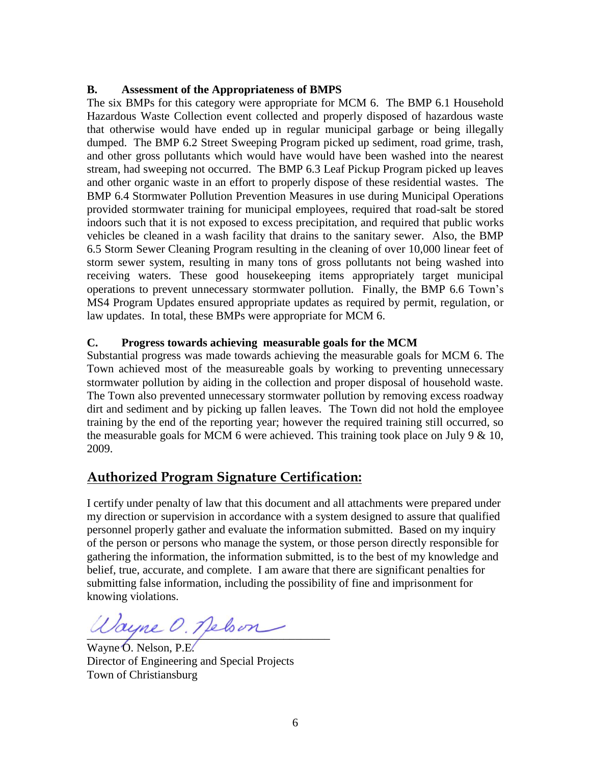### B. Assessment of the Appropriateness of BMPS

The six BMPs for this category were appropriate for MCM 6. The BMP 6.1 Household Hazardous Waste Collection event collected and properly disposed of hazardous waste that otherwise would have ended up in regular municipal garbage or being illegally dumped. The BMP 6.2 Street Sweeping Program picked up sediment, road grime, trash, and other gross pollutants which would have would have been washed into the nearest stream, had sweeping not occurred. The BMP 6.3 Leaf Pickup Program picked up leaves and other organic waste in an effort to properly dispose of these residential wastes. The BMP 6.4 Stormwater Pollution Prevention Measures in use during Municipal Operations provided stormwater training for municipal employees, required that road-salt be stored indoors such that it is not exposed to excess precipitation, and required that public works vehicles be cleaned in a wash facility that drains to the sanitary sewer. Also, the BMP 6.5 Storm Sewer Cleaning Program resulting in the cleaning of over 10,000 linear feet of storm sewer system, resulting in many tons of gross pollutants not being washed into receiving waters. These good housekeeping items appropriately target municipal operations to prevent unnecessary stormwater pollution. Finally, the BMP 6.6 Town's MS4 Program Updates ensured appropriate updates as required by permit, regulation, or law updates. In total, these BMPs were appropriate for MCM 6.

### C. Progress towards achieving measurable goals for the MCM

Substantial progress was made towards achieving the measurable goals for MCM 6. The Town achieved most of the measureable goals by working to preventing unnecessary stormwater pollution by aiding in the collection and proper disposal of household waste. The Town also prevented unnecessary stormwater pollution by removing excess roadway dirt and sediment and by picking up fallen leaves. The Town did not hold the employee training by the end of the reporting year; however the required training still occurred, so the measurable goals for MCM 6 were achieved. This training took place on July 9 & 10, 2009.

## Authorized Program Signature Certification:

I certify under penalty of law that this document and all attachments were prepared under my direction or supervision in accordance with a system designed to assure that qualified personnel properly gather and evaluate the information submitted. Based on my inquiry of the person or persons who manage the system, or those person directly responsible for gathering the information, the information submitted, is to the best of my knowledge and belief, true, accurate, and complete. I am aware that there are significant penalties for submitting false information, including the possibility of fine and imprisonment for knowing violations.

Wayne O. Nelson

Wayne O. Nelson, P.E.
Director of Engineering and Special Projects
Town of Christiansburg